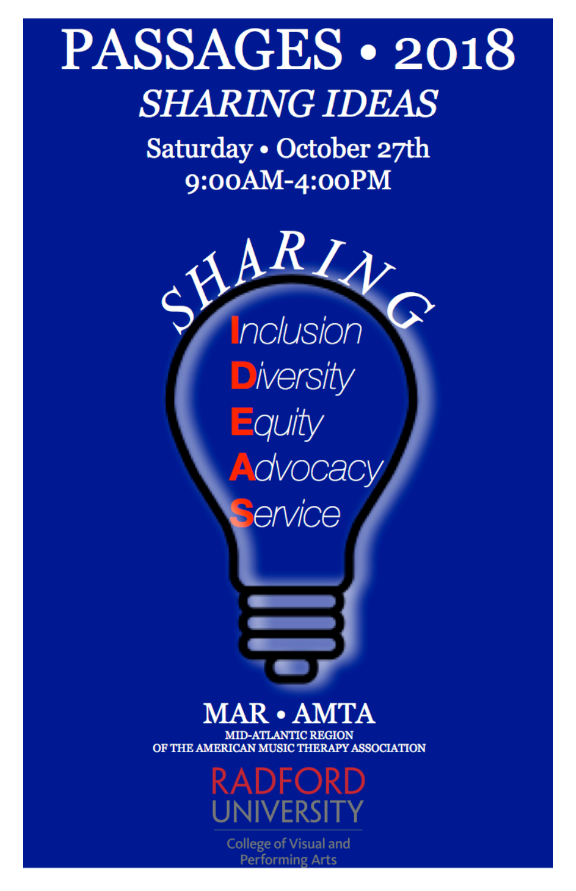# PASSAGES • 2018

## *SHARING IDEAS*

Saturday • October 27th
9:00AM-4:00PM

SHARING

**I**nclusion
**D**iversity
**E**quity
**A**dvocacy
**S**ervice

**MAR • AMTA**
MID-ATLANTIC REGION
OF THE AMERICAN MUSIC THERAPY ASSOCIATION

RADFORD UNIVERSITY
College of Visual and Performing Arts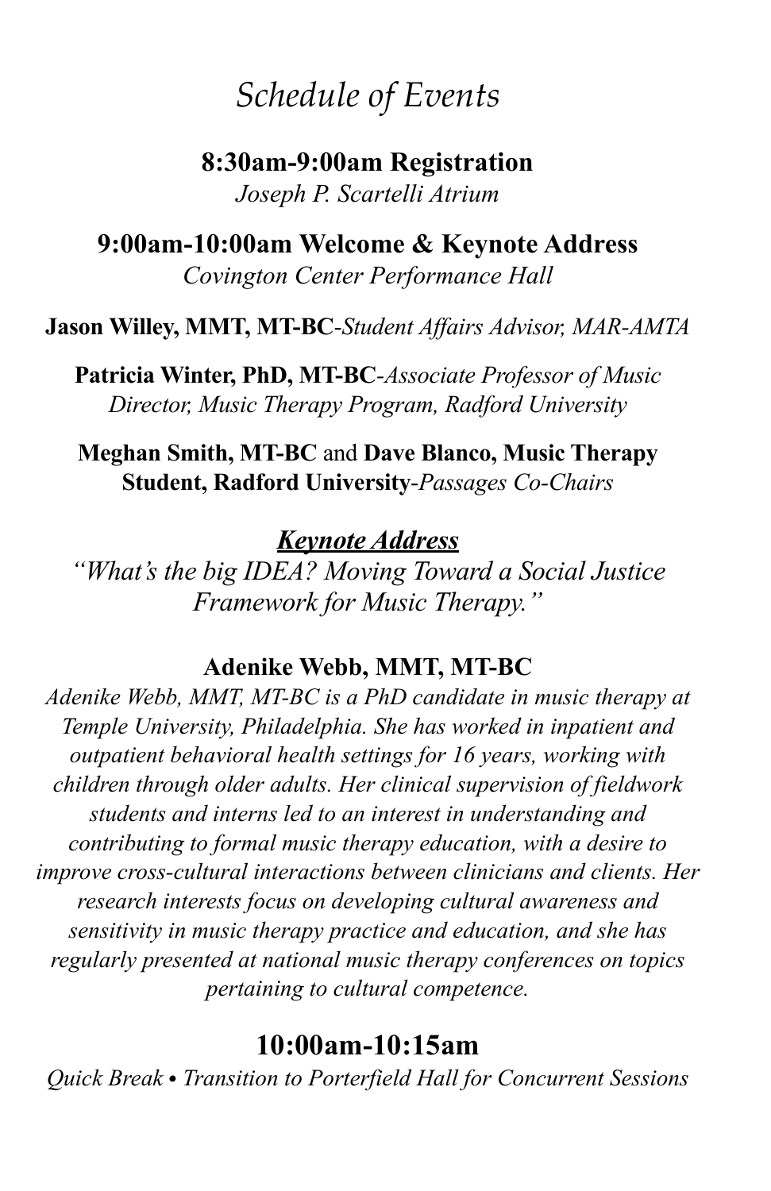# *Schedule of Events*

## 8:30am-9:00am Registration

*Joseph P. Scartelli Atrium*

## 9:00am-10:00am Welcome & Keynote Address

*Covington Center Performance Hall*

**Jason Willey, MMT, MT-BC**-*Student Affairs Advisor, MAR-AMTA*

**Patricia Winter, PhD, MT-BC**-*Associate Professor of Music Director, Music Therapy Program, Radford University*

**Meghan Smith, MT-BC** and **Dave Blanco, Music Therapy Student, Radford University**-*Passages Co-Chairs*

***Keynote Address***

*"What's the big IDEA? Moving Toward a Social Justice Framework for Music Therapy."*

**Adenike Webb, MMT, MT-BC**

*Adenike Webb, MMT, MT-BC is a PhD candidate in music therapy at Temple University, Philadelphia. She has worked in inpatient and outpatient behavioral health settings for 16 years, working with children through older adults. Her clinical supervision of fieldwork students and interns led to an interest in understanding and contributing to formal music therapy education, with a desire to improve cross-cultural interactions between clinicians and clients. Her research interests focus on developing cultural awareness and sensitivity in music therapy practice and education, and she has regularly presented at national music therapy conferences on topics pertaining to cultural competence.*

## 10:00am-10:15am

*Quick Break • Transition to Porterfield Hall for Concurrent Sessions*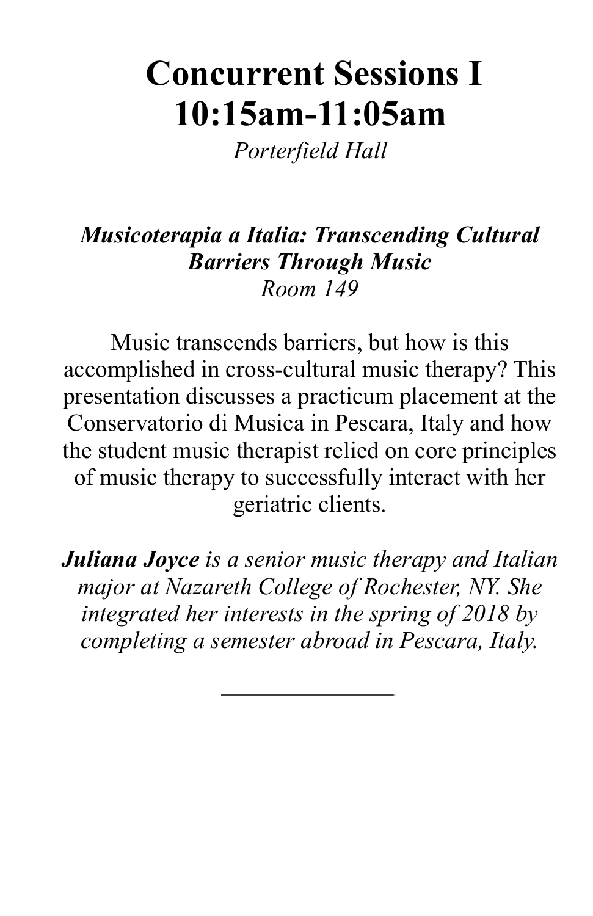# Concurrent Sessions I
# 10:15am-11:05am

*Porterfield Hall*

***Musicoterapia a Italia: Transcending Cultural Barriers Through Music***
*Room 149*

Music transcends barriers, but how is this accomplished in cross-cultural music therapy? This presentation discusses a practicum placement at the Conservatorio di Musica in Pescara, Italy and how the student music therapist relied on core principles of music therapy to successfully interact with her geriatric clients.

***Juliana Joyce** is a senior music therapy and Italian major at Nazareth College of Rochester, NY. She integrated her interests in the spring of 2018 by completing a semester abroad in Pescara, Italy.*

---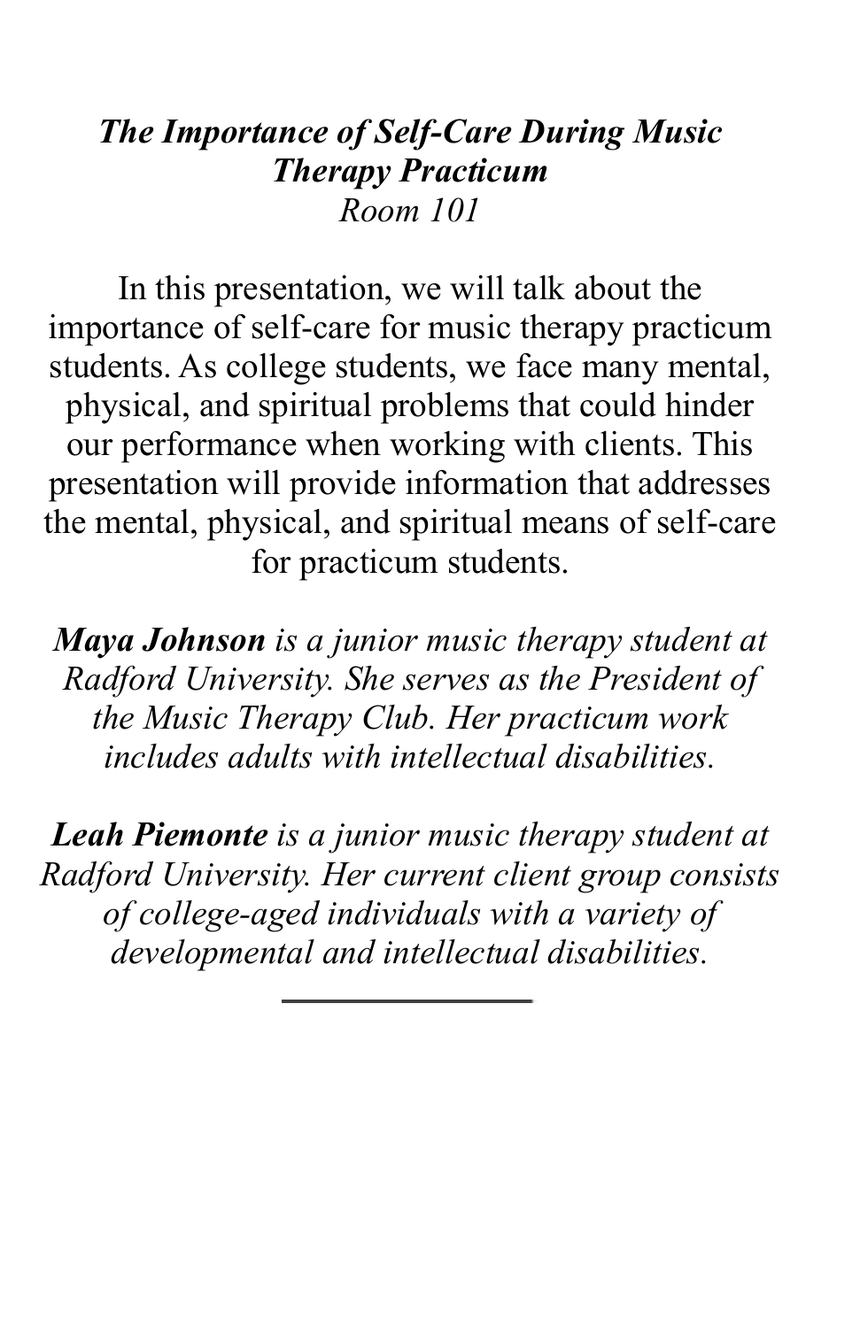***The Importance of Self-Care During Music Therapy Practicum***
*Room 101*

In this presentation, we will talk about the importance of self-care for music therapy practicum students. As college students, we face many mental, physical, and spiritual problems that could hinder our performance when working with clients. This presentation will provide information that addresses the mental, physical, and spiritual means of self-care for practicum students.

***Maya Johnson*** *is a junior music therapy student at Radford University. She serves as the President of the Music Therapy Club. Her practicum work includes adults with intellectual disabilities.*

***Leah Piemonte*** *is a junior music therapy student at Radford University. Her current client group consists of college-aged individuals with a variety of developmental and intellectual disabilities.*

---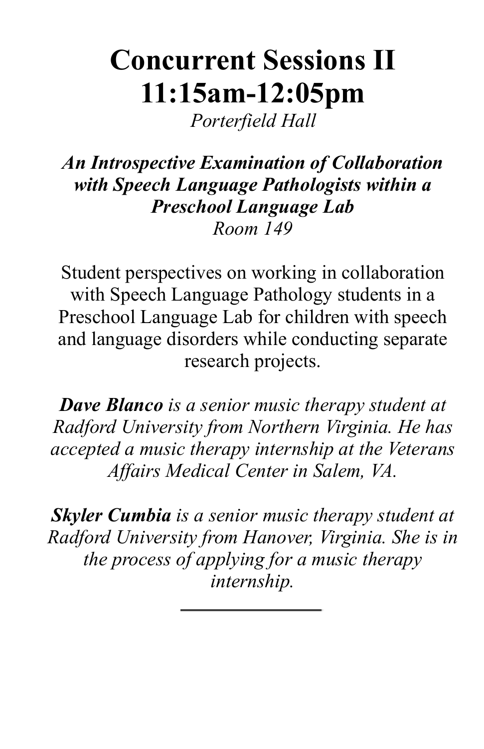# Concurrent Sessions II
# 11:15am-12:05pm

*Porterfield Hall*

***An Introspective Examination of Collaboration with Speech Language Pathologists within a Preschool Language Lab***

*Room 149*

Student perspectives on working in collaboration with Speech Language Pathology students in a Preschool Language Lab for children with speech and language disorders while conducting separate research projects.

***Dave Blanco*** *is a senior music therapy student at Radford University from Northern Virginia. He has accepted a music therapy internship at the Veterans Affairs Medical Center in Salem, VA.*

***Skyler Cumbia*** *is a senior music therapy student at Radford University from Hanover, Virginia. She is in the process of applying for a music therapy internship.*

---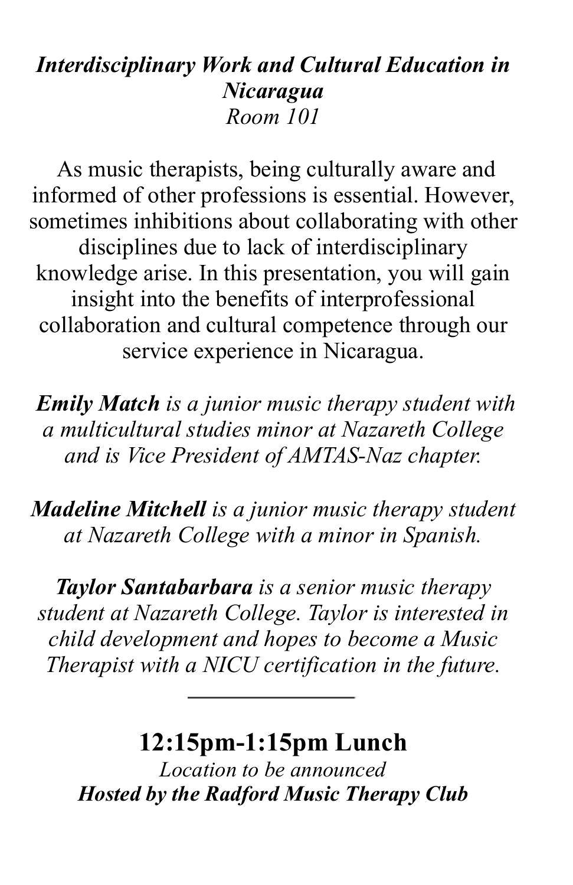***Interdisciplinary Work and Cultural Education in Nicaragua***
*Room 101*

As music therapists, being culturally aware and informed of other professions is essential. However, sometimes inhibitions about collaborating with other disciplines due to lack of interdisciplinary knowledge arise. In this presentation, you will gain insight into the benefits of interprofessional collaboration and cultural competence through our service experience in Nicaragua.

***Emily Match*** *is a junior music therapy student with a multicultural studies minor at Nazareth College and is Vice President of AMTAS-Naz chapter.*

***Madeline Mitchell*** *is a junior music therapy student at Nazareth College with a minor in Spanish.*

***Taylor Santabarbara*** *is a senior music therapy student at Nazareth College. Taylor is interested in child development and hopes to become a Music Therapist with a NICU certification in the future.*

---

**12:15pm-1:15pm Lunch**
*Location to be announced*
***Hosted by the Radford Music Therapy Club***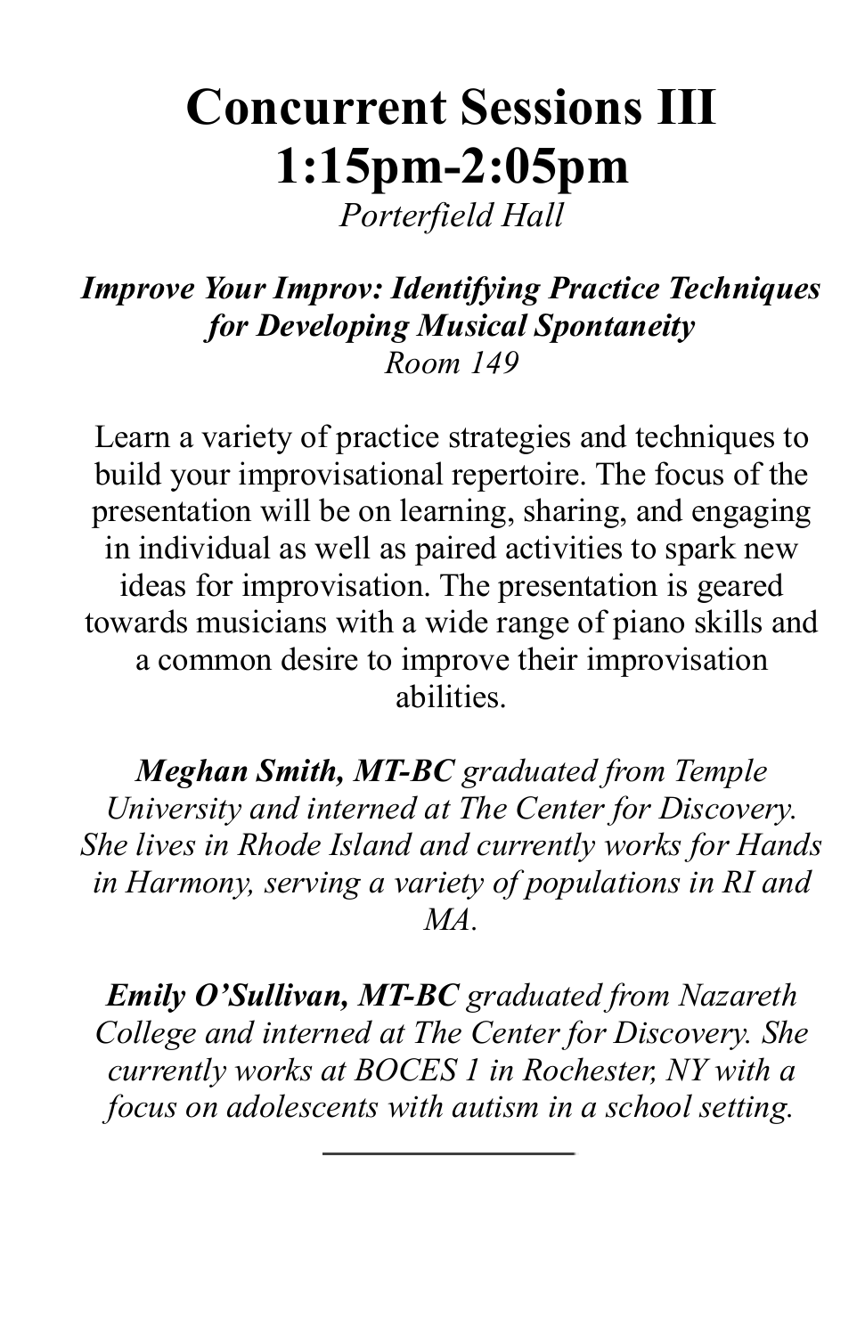# Concurrent Sessions III
# 1:15pm-2:05pm

*Porterfield Hall*

***Improve Your Improv: Identifying Practice Techniques for Developing Musical Spontaneity***

*Room 149*

Learn a variety of practice strategies and techniques to build your improvisational repertoire. The focus of the presentation will be on learning, sharing, and engaging in individual as well as paired activities to spark new ideas for improvisation. The presentation is geared towards musicians with a wide range of piano skills and a common desire to improve their improvisation abilities.

***Meghan Smith, MT-BC*** *graduated from Temple University and interned at The Center for Discovery. She lives in Rhode Island and currently works for Hands in Harmony, serving a variety of populations in RI and MA.*

***Emily O'Sullivan, MT-BC*** *graduated from Nazareth College and interned at The Center for Discovery. She currently works at BOCES 1 in Rochester, NY with a focus on adolescents with autism in a school setting.*

---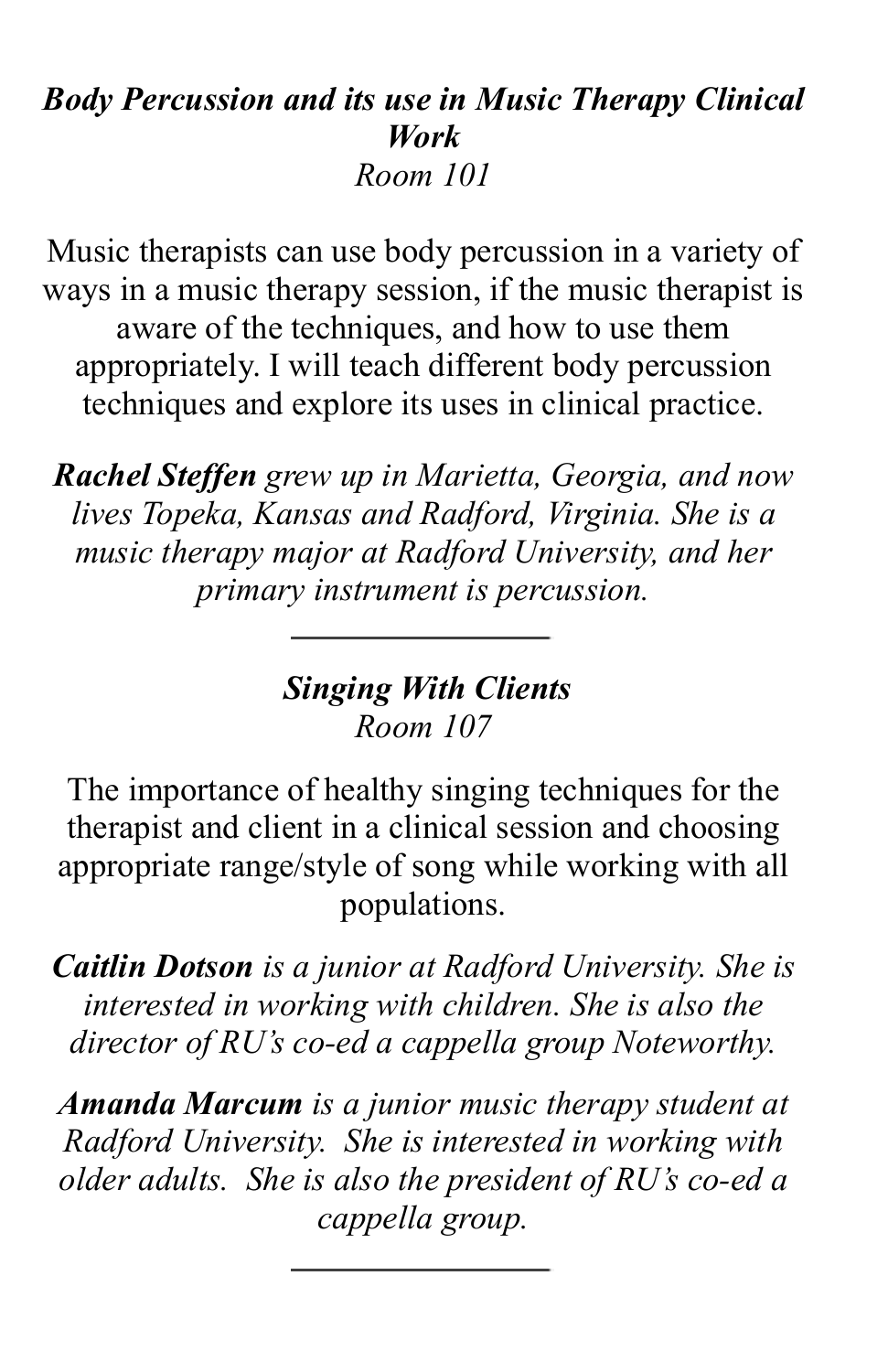***Body Percussion and its use in Music Therapy Clinical Work***
*Room 101*

Music therapists can use body percussion in a variety of ways in a music therapy session, if the music therapist is aware of the techniques, and how to use them appropriately. I will teach different body percussion techniques and explore its uses in clinical practice.

***Rachel Steffen*** *grew up in Marietta, Georgia, and now lives Topeka, Kansas and Radford, Virginia. She is a music therapy major at Radford University, and her primary instrument is percussion.*

---

***Singing With Clients***
*Room 107*

The importance of healthy singing techniques for the therapist and client in a clinical session and choosing appropriate range/style of song while working with all populations.

***Caitlin Dotson*** *is a junior at Radford University. She is interested in working with children. She is also the director of RU's co-ed a cappella group Noteworthy.*

***Amanda Marcum*** *is a junior music therapy student at Radford University. She is interested in working with older adults. She is also the president of RU's co-ed a cappella group.*

---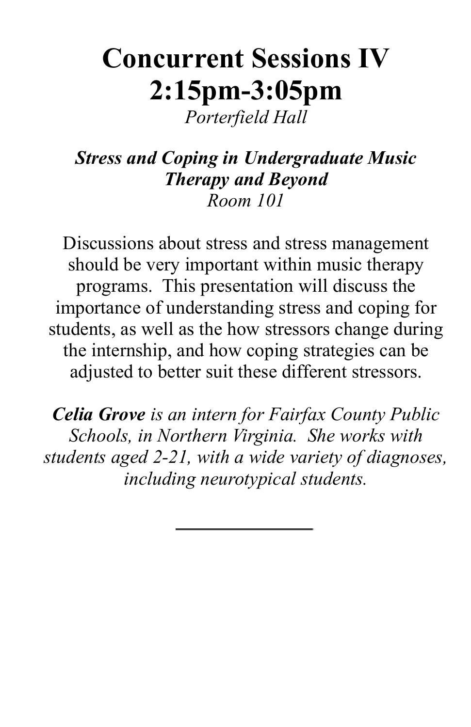# Concurrent Sessions IV
# 2:15pm-3:05pm

*Porterfield Hall*

***Stress and Coping in Undergraduate Music Therapy and Beyond***

*Room 101*

Discussions about stress and stress management should be very important within music therapy programs. This presentation will discuss the importance of understanding stress and coping for students, as well as the how stressors change during the internship, and how coping strategies can be adjusted to better suit these different stressors.

***Celia Grove*** *is an intern for Fairfax County Public Schools, in Northern Virginia. She works with students aged 2-21, with a wide variety of diagnoses, including neurotypical students.*

---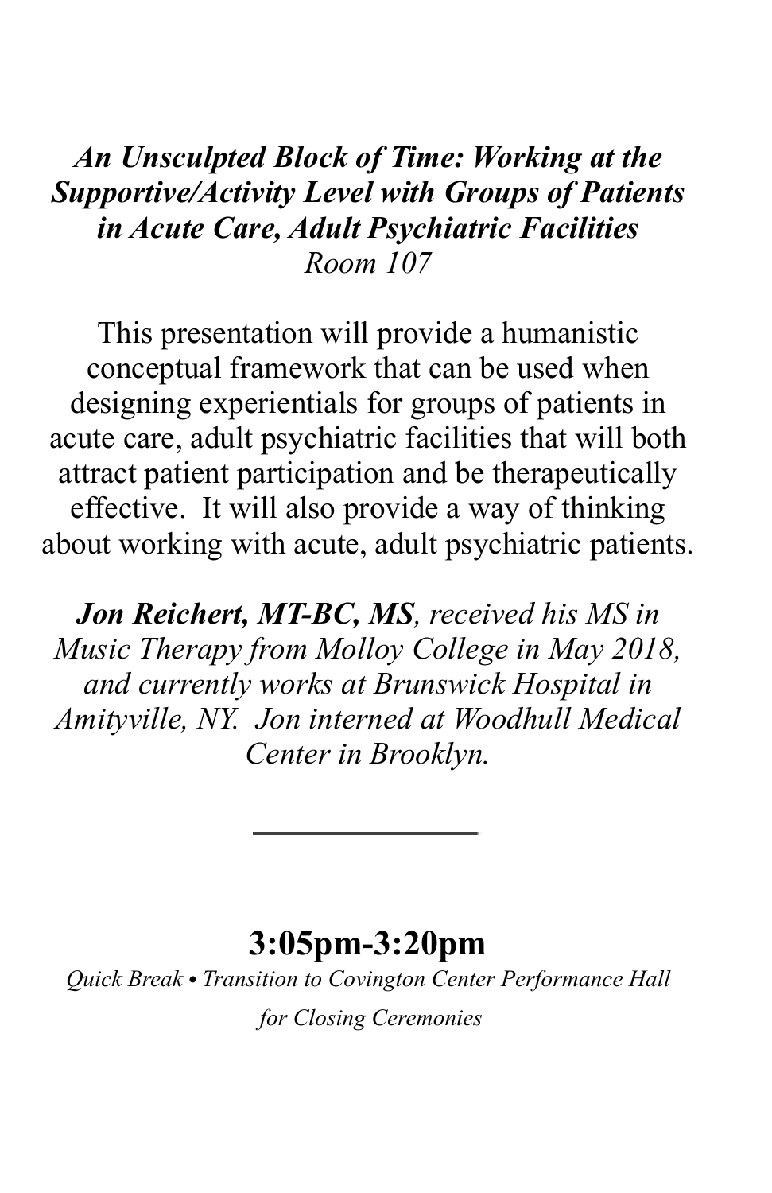***An Unsculpted Block of Time: Working at the Supportive/Activity Level with Groups of Patients in Acute Care, Adult Psychiatric Facilities***
*Room 107*

This presentation will provide a humanistic conceptual framework that can be used when designing experientials for groups of patients in acute care, adult psychiatric facilities that will both attract patient participation and be therapeutically effective. It will also provide a way of thinking about working with acute, adult psychiatric patients.

***Jon Reichert, MT-BC, MS****, received his MS in Music Therapy from Molloy College in May 2018, and currently works at Brunswick Hospital in Amityville, NY. Jon interned at Woodhull Medical Center in Brooklyn.*

---

## 3:05pm-3:20pm

*Quick Break • Transition to Covington Center Performance Hall for Closing Ceremonies*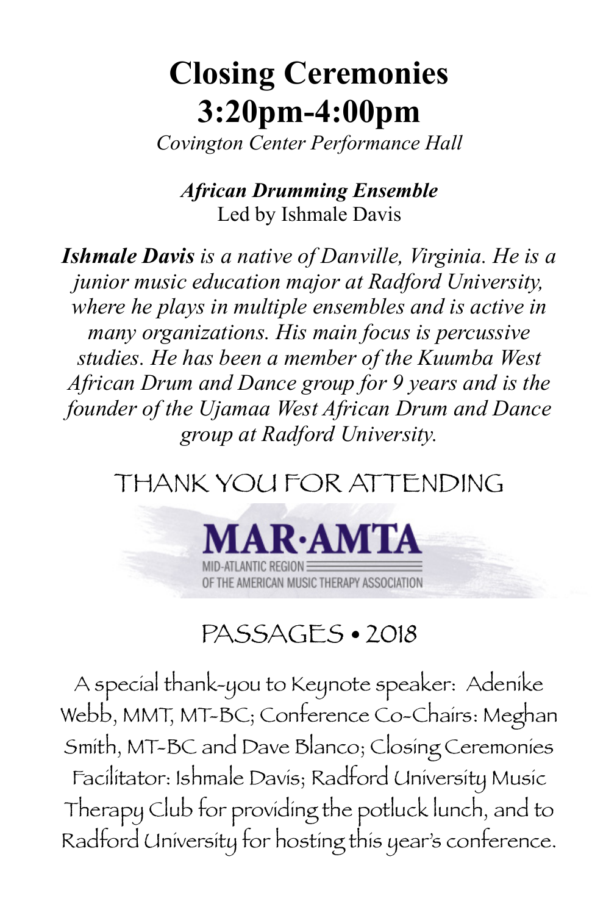# Closing Ceremonies
# 3:20pm-4:00pm

*Covington Center Performance Hall*

***African Drumming Ensemble***
Led by Ishmale Davis

***Ishmale Davis*** *is a native of Danville, Virginia. He is a junior music education major at Radford University, where he plays in multiple ensembles and is active in many organizations. His main focus is percussive studies. He has been a member of the Kuumba West African Drum and Dance group for 9 years and is the founder of the Ujamaa West African Drum and Dance group at Radford University.*

THANK YOU FOR ATTENDING

**MAR·AMTA**
MID-ATLANTIC REGION OF THE AMERICAN MUSIC THERAPY ASSOCIATION

PASSAGES • 2018

A special thank-you to Keynote speaker: Adenike Webb, MMT, MT-BC; Conference Co-Chairs: Meghan Smith, MT-BC and Dave Blanco; Closing Ceremonies Facilitator: Ishmale Davis; Radford University Music Therapy Club for providing the potluck lunch, and to Radford University for hosting this year's conference.